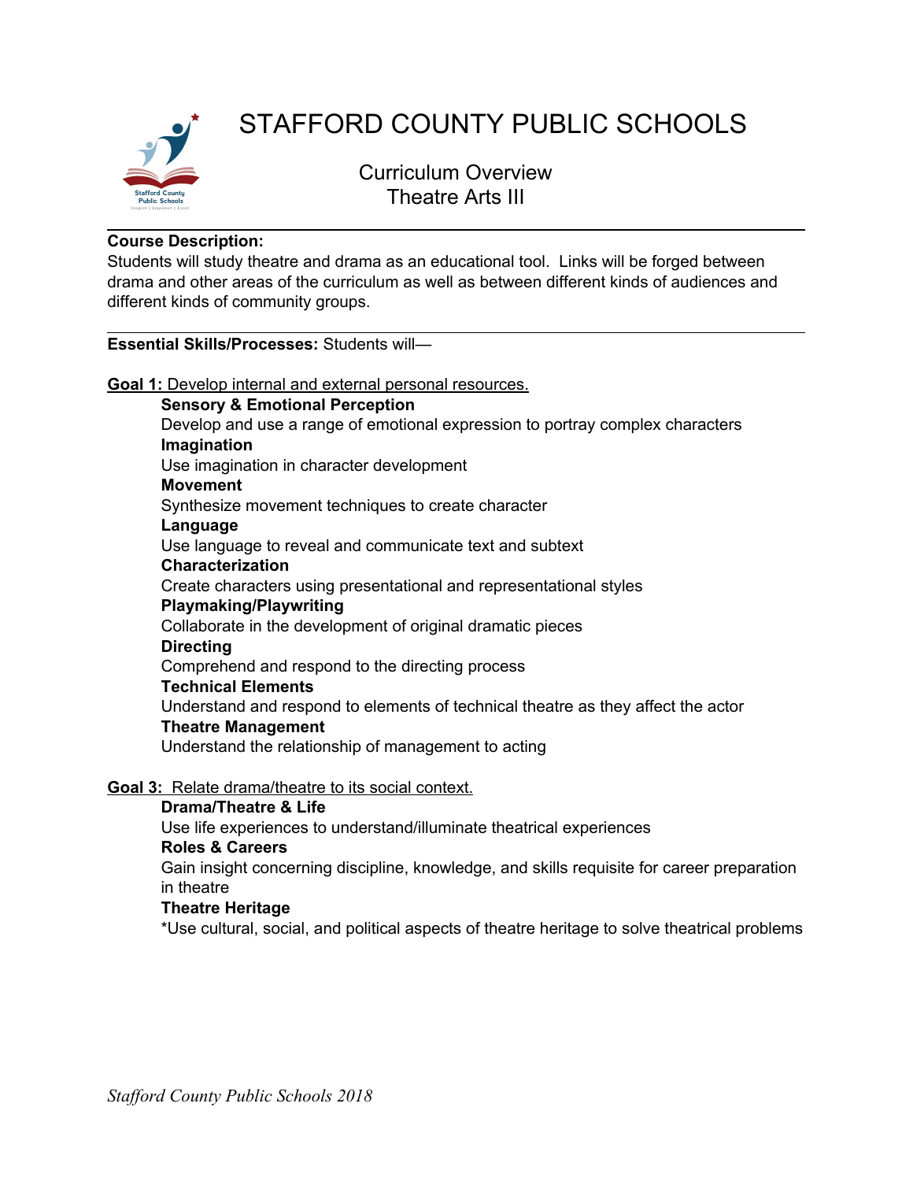# STAFFORD COUNTY PUBLIC SCHOOLS

## Curriculum Overview
## Theatre Arts III

**Course Description:**
Students will study theatre and drama as an educational tool. Links will be forged between drama and other areas of the curriculum as well as between different kinds of audiences and different kinds of community groups.

---

**Essential Skills/Processes:** Students will—

**Goal 1:** Develop internal and external personal resources.

**Sensory & Emotional Perception**
Develop and use a range of emotional expression to portray complex characters

**Imagination**
Use imagination in character development

**Movement**
Synthesize movement techniques to create character

**Language**
Use language to reveal and communicate text and subtext

**Characterization**
Create characters using presentational and representational styles

**Playmaking/Playwriting**
Collaborate in the development of original dramatic pieces

**Directing**
Comprehend and respond to the directing process

**Technical Elements**
Understand and respond to elements of technical theatre as they affect the actor

**Theatre Management**
Understand the relationship of management to acting

**Goal 3:** Relate drama/theatre to its social context.

**Drama/Theatre & Life**
Use life experiences to understand/illuminate theatrical experiences

**Roles & Careers**
Gain insight concerning discipline, knowledge, and skills requisite for career preparation in theatre

**Theatre Heritage**
*Use cultural, social, and political aspects of theatre heritage to solve theatrical problems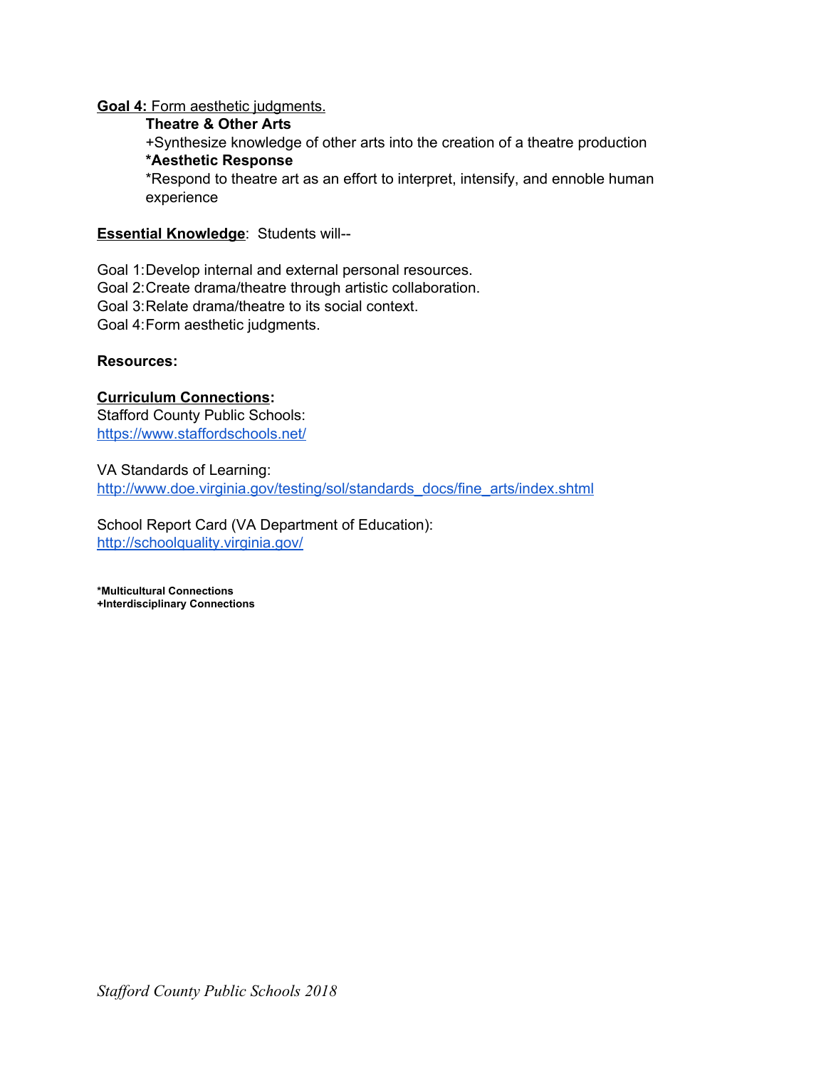**Goal 4:** Form aesthetic judgments.

**Theatre & Other Arts**

+Synthesize knowledge of other arts into the creation of a theatre production

***Aesthetic Response**

*Respond to theatre art as an effort to interpret, intensify, and ennoble human experience

**Essential Knowledge**: Students will--

Goal 1: Develop internal and external personal resources.
Goal 2: Create drama/theatre through artistic collaboration.
Goal 3: Relate drama/theatre to its social context.
Goal 4: Form aesthetic judgments.

**Resources:**

**Curriculum Connections:**

Stafford County Public Schools:
https://www.staffordschools.net/

VA Standards of Learning:
http://www.doe.virginia.gov/testing/sol/standards_docs/fine_arts/index.shtml

School Report Card (VA Department of Education):
http://schoolquality.virginia.gov/

***Multicultural Connections**
**+Interdisciplinary Connections**